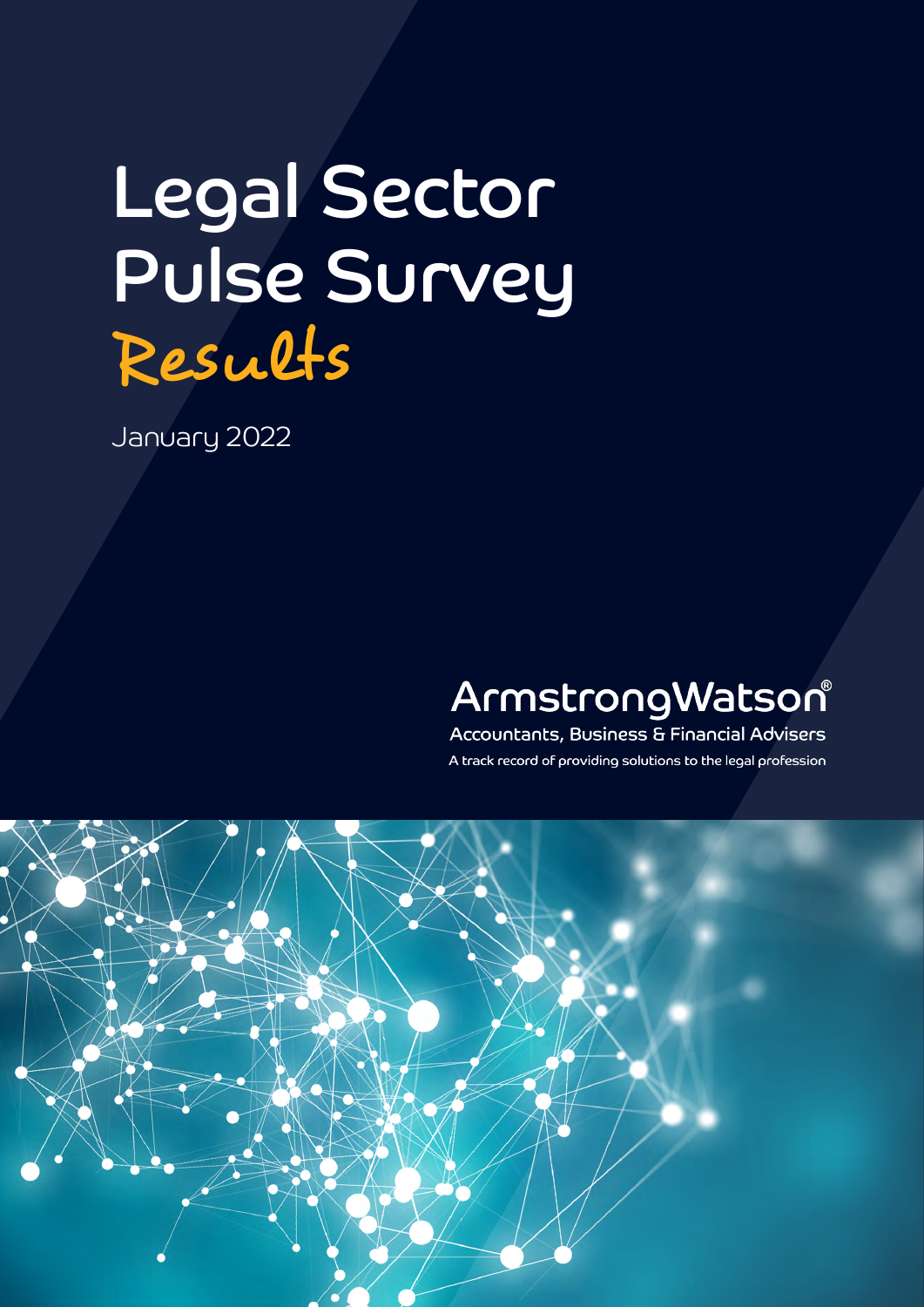# Legal Sector Pulse Survey

## Results

January 2022

ArmstrongWatson®

Accountants, Business & Financial Advisers

A track record of providing solutions to the legal profession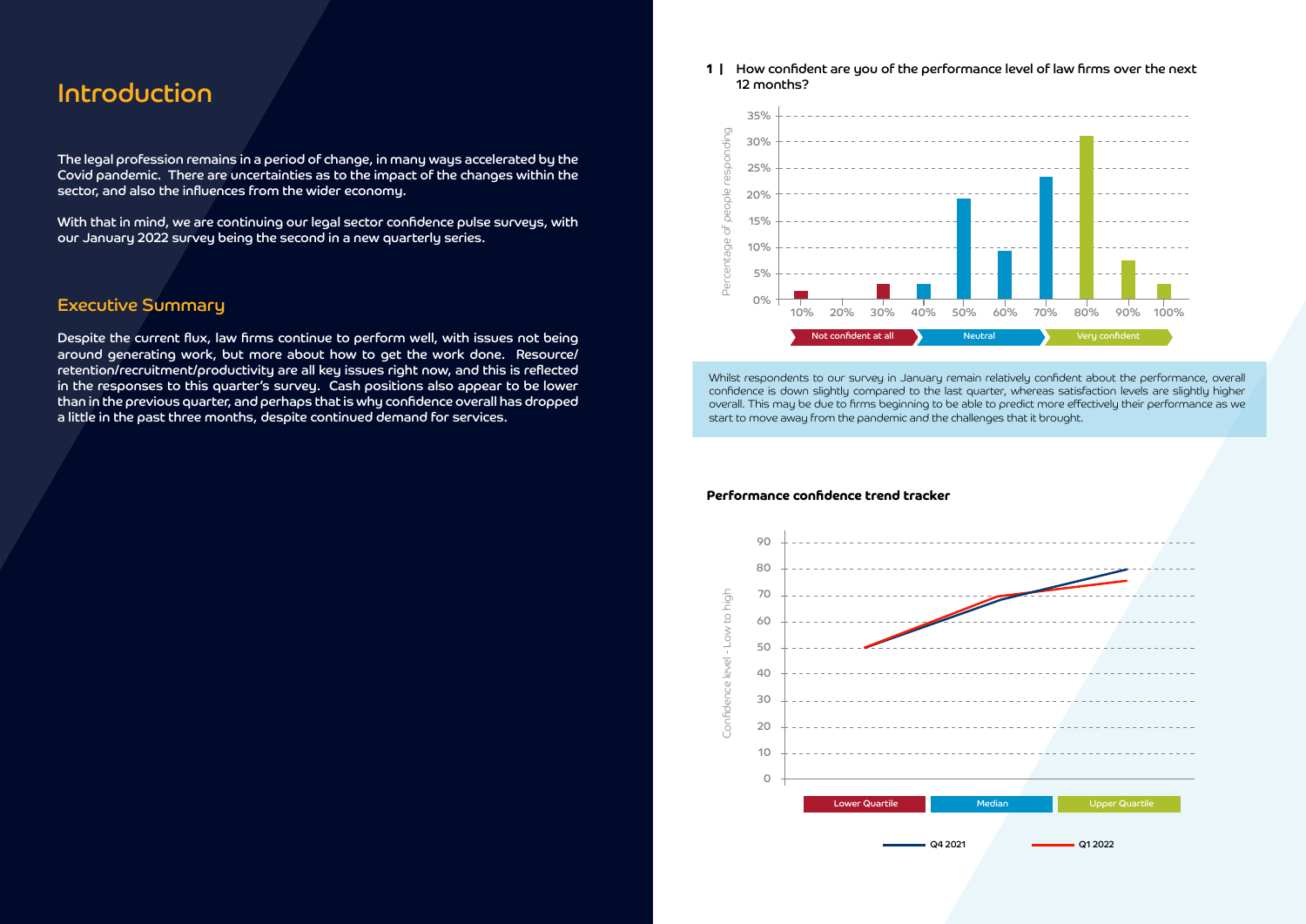# Introduction

The legal profession remains in a period of change, in many ways accelerated by the Covid pandemic. There are uncertainties as to the impact of the changes within the sector, and also the influences from the wider economy.

With that in mind, we are continuing our legal sector confidence pulse surveys, with our January 2022 survey being the second in a new quarterly series.

## Executive Summary

Despite the current flux, law firms continue to perform well, with issues not being around generating work, but more about how to get the work done. Resource/retention/recruitment/productivity are all key issues right now, and this is reflected in the responses to this quarter's survey. Cash positions also appear to be lower than in the previous quarter, and perhaps that is why confidence overall has dropped a little in the past three months, despite continued demand for services.

**1 | How confident are you of the performance level of law firms over the next 12 months?**

Percentage of people responding

| Confidence | 10% | 20% | 30% | 40% | 50% | 60% | 70% | 80% | 90% | 100% |
|---|---|---|---|---|---|---|---|---|---|---|
| Percentage | ~2% | 0% | ~3% | ~3% | ~19% | ~9% | ~23% | ~31% | ~7% | ~3% |

Not confident at all — Neutral — Very confident

Whilst respondents to our survey in January remain relatively confident about the performance, overall confidence is down slightly compared to the last quarter, whereas satisfaction levels are slightly higher overall. This may be due to firms beginning to be able to predict more effectively their performance as we start to move away from the pandemic and the challenges that it brought.

**Performance confidence trend tracker**

Confidence level - Low to high

| | Lower Quartile | Median | Upper Quartile |
|---|---|---|---|
| Q4 2021 | ~50 | ~68 | ~80 |
| Q1 2022 | ~50 | ~70 | ~75 |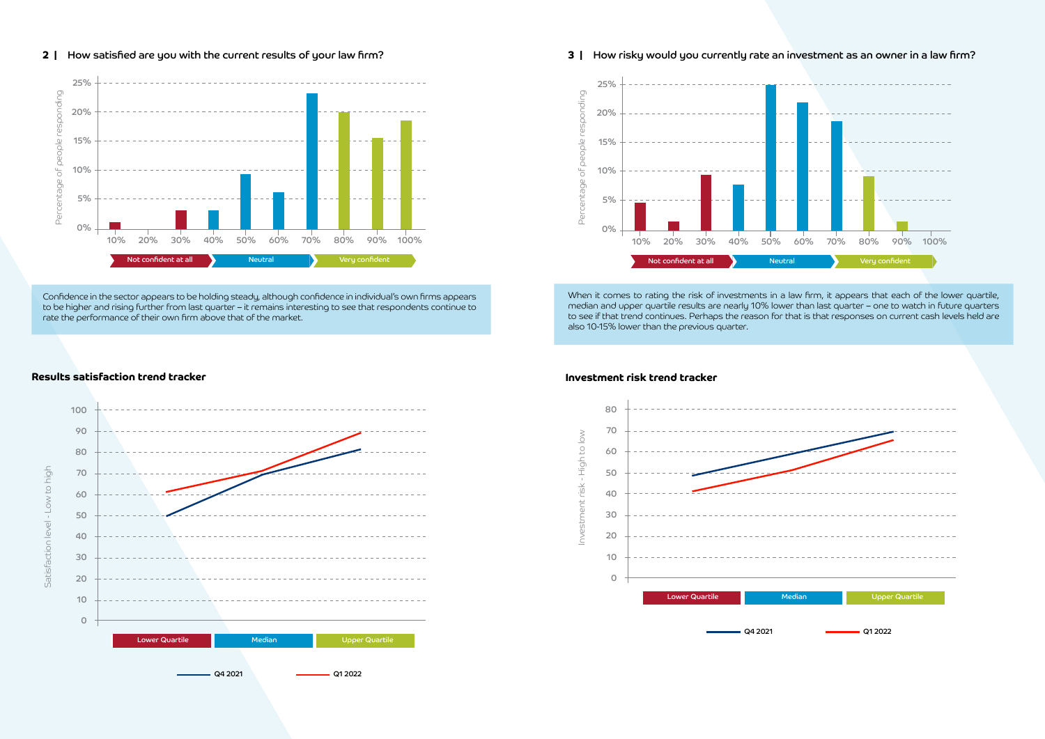## 2 | How satisfied are you with the current results of your law firm?

Confidence in the sector appears to be holding steady, although confidence in individual's own firms appears to be higher and rising further from last quarter – it remains interesting to see that respondents continue to rate the performance of their own firm above that of the market.

### Results satisfaction trend tracker

## 3 | How risky would you currently rate an investment as an owner in a law firm?

When it comes to rating the risk of investments in a law firm, it appears that each of the lower quartile, median and upper quartile results are nearly 10% lower than last quarter – one to watch in future quarters to see if that trend continues. Perhaps the reason for that is that responses on current cash levels held are also 10-15% lower than the previous quarter.

### Investment risk trend tracker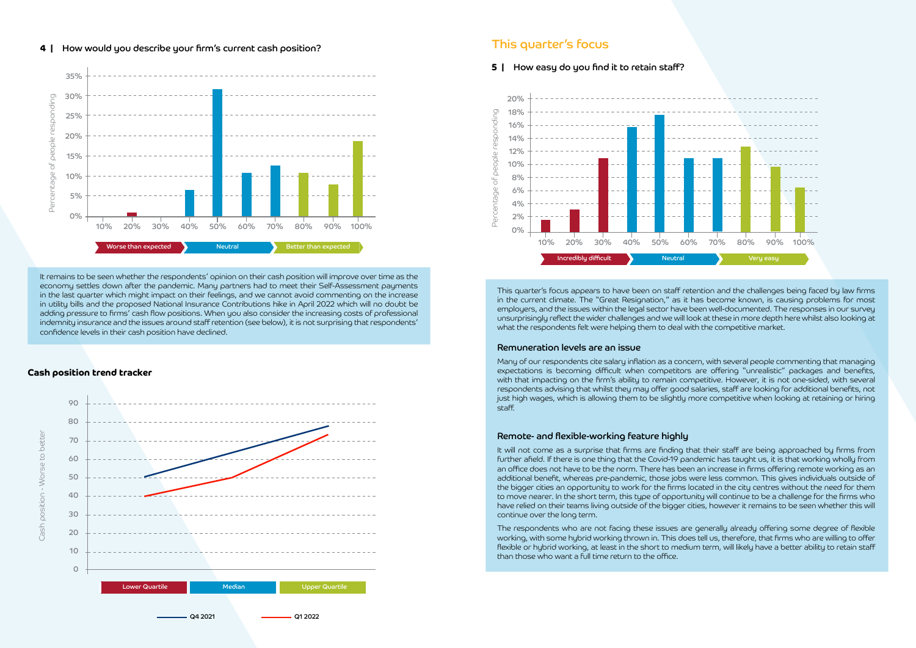## 4 | How would you describe your firm's current cash position?

Percentage of people responding: 35%, 30%, 25%, 20%, 15%, 10%, 5%, 0%

10% 20% 30% 40% 50% 60% 70% 80% 90% 100%

Worse than expected | Neutral | Better than expected

It remains to be seen whether the respondents' opinion on their cash position will improve over time as the economy settles down after the pandemic. Many partners had to meet their Self-Assessment payments in the last quarter which might impact on their feelings, and we cannot avoid commenting on the increase in utility bills and the proposed National Insurance Contributions hike in April 2022 which will no doubt be adding pressure to firms' cash flow positions. When you also consider the increasing costs of professional indemnity insurance and the issues around staff retention (see below), it is not surprising that respondents' confidence levels in their cash position have declined.

### Cash position trend tracker

Cash position - Worse to better: 90, 80, 70, 60, 50, 40, 30, 20, 10, 0

Lower Quartile | Median | Upper Quartile

Q4 2021 — Q1 2022

## This quarter's focus

## 5 | How easy do you find it to retain staff?

Percentage of people responding: 20%, 18%, 16%, 14%, 12%, 10%, 8%, 6%, 4%, 2%, 0%

10% 20% 30% 40% 50% 60% 70% 80% 90% 100%

Incredibly difficult | Neutral | Very easy

This quarter's focus appears to have been on staff retention and the challenges being faced by law firms in the current climate. The "Great Resignation," as it has become known, is causing problems for most employers, and the issues within the legal sector have been well-documented. The responses in our survey unsurprisingly reflect the wider challenges and we will look at these in more depth here whilst also looking at what the respondents felt were helping them to deal with the competitive market.

### Remuneration levels are an issue

Many of our respondents cite salary inflation as a concern, with several people commenting that managing expectations is becoming difficult when competitors are offering "unrealistic" packages and benefits, with that impacting on the firm's ability to remain competitive. However, it is not one-sided, with several respondents advising that whilst they may offer good salaries, staff are looking for additional benefits, not just high wages, which is allowing them to be slightly more competitive when looking at retaining or hiring staff.

### Remote- and flexible-working feature highly

It will not come as a surprise that firms are finding that their staff are being approached by firms from further afield. If there is one thing that the Covid-19 pandemic has taught us, it is that working wholly from an office does not have to be the norm. There has been an increase in firms offering remote working as an additional benefit, whereas pre-pandemic, those jobs were less common. This gives individuals outside of the bigger cities an opportunity to work for the firms located in the city centres without the need for them to move nearer. In the short term, this type of opportunity will continue to be a challenge for the firms who have relied on their teams living outside of the bigger cities, however it remains to be seen whether this will continue over the long term.

The respondents who are not facing these issues are generally already offering some degree of flexible working, with some hybrid working thrown in. This does tell us, therefore, that firms who are willing to offer flexible or hybrid working, at least in the short to medium term, will likely have a better ability to retain staff than those who want a full time return to the office.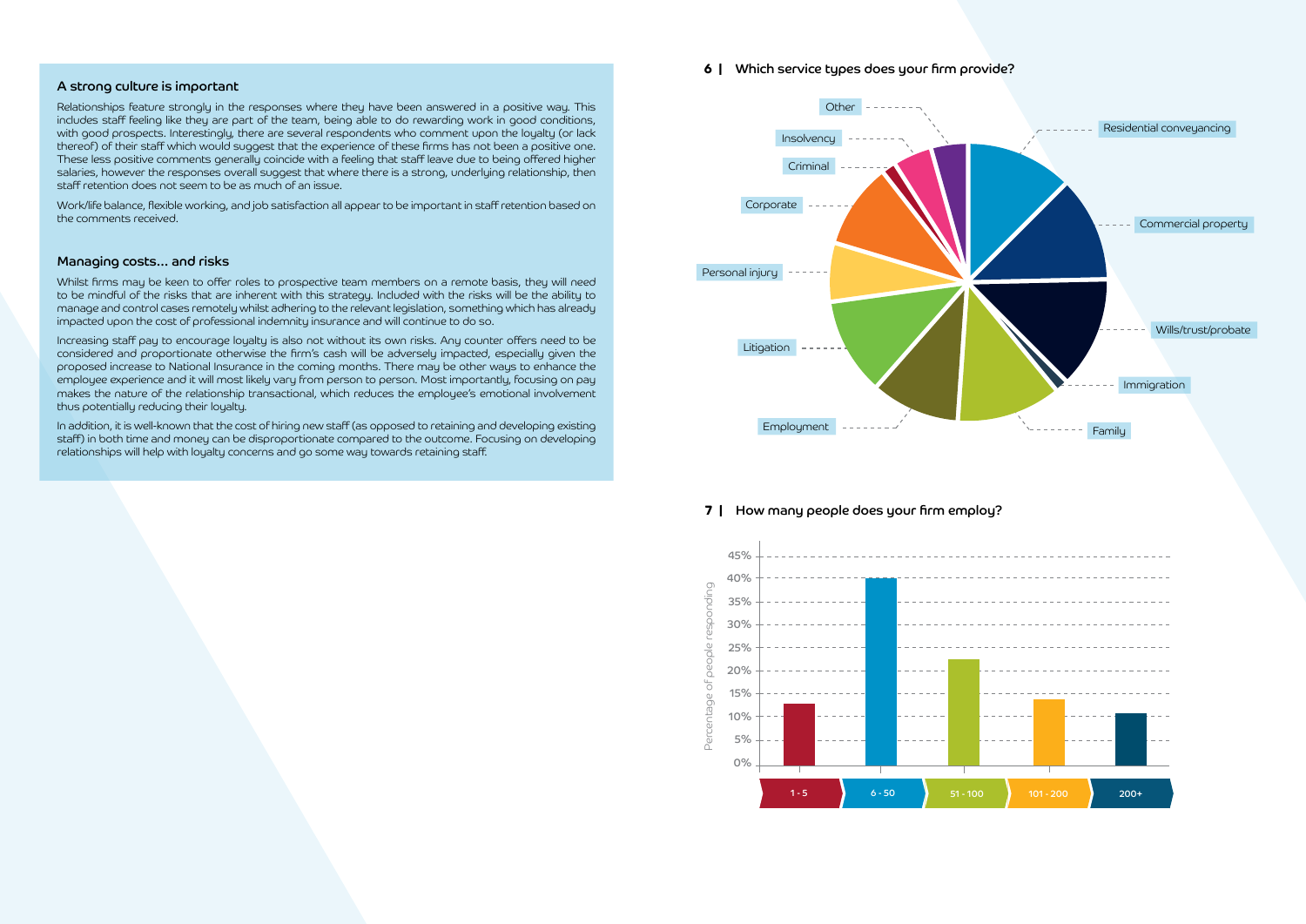### A strong culture is important

Relationships feature strongly in the responses where they have been answered in a positive way. This includes staff feeling like they are part of the team, being able to do rewarding work in good conditions, with good prospects. Interestingly, there are several respondents who comment upon the loyalty (or lack thereof) of their staff which would suggest that the experience of these firms has not been a positive one. These less positive comments generally coincide with a feeling that staff leave due to being offered higher salaries, however the responses overall suggest that where there is a strong, underlying relationship, then staff retention does not seem to be as much of an issue.

Work/life balance, flexible working, and job satisfaction all appear to be important in staff retention based on the comments received.

### Managing costs... and risks

Whilst firms may be keen to offer roles to prospective team members on a remote basis, they will need to be mindful of the risks that are inherent with this strategy. Included with the risks will be the ability to manage and control cases remotely whilst adhering to the relevant legislation, something which has already impacted upon the cost of professional indemnity insurance and will continue to do so.

Increasing staff pay to encourage loyalty is also not without its own risks. Any counter offers need to be considered and proportionate otherwise the firm's cash will be adversely impacted, especially given the proposed increase to National Insurance in the coming months. There may be other ways to enhance the employee experience and it will most likely vary from person to person. Most importantly, focusing on pay makes the nature of the relationship transactional, which reduces the employee's emotional involvement thus potentially reducing their loyalty.

In addition, it is well-known that the cost of hiring new staff (as opposed to retaining and developing existing staff) in both time and money can be disproportionate compared to the outcome. Focusing on developing relationships will help with loyalty concerns and go some way towards retaining staff.

### 6 | Which service types does your firm provide?

Residential conveyancing, Commercial property, Wills/trust/probate, Immigration, Family, Employment, Litigation, Personal injury, Corporate, Criminal, Insolvency, Other

### 7 | How many people does your firm employ?

| Number of employees | Percentage of people responding |
|---|---|
| 1 - 5 | ~13% |
| 6 - 50 | ~40% |
| 51 - 100 | ~23% |
| 101 - 200 | ~14% |
| 200+ | ~11% |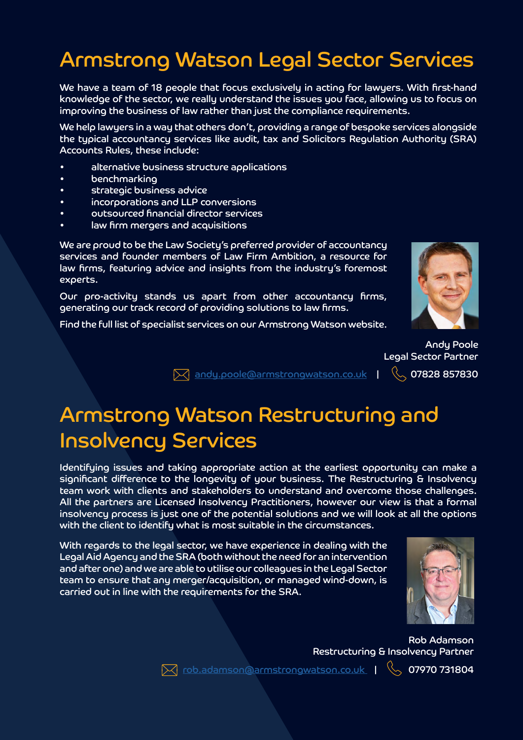# Armstrong Watson Legal Sector Services

We have a team of 18 people that focus exclusively in acting for lawyers. With first-hand knowledge of the sector, we really understand the issues you face, allowing us to focus on improving the business of law rather than just the compliance requirements.

We help lawyers in a way that others don't, providing a range of bespoke services alongside the typical accountancy services like audit, tax and Solicitors Regulation Authority (SRA) Accounts Rules, these include:

- alternative business structure applications
- benchmarking
- strategic business advice
- incorporations and LLP conversions
- outsourced financial director services
- law firm mergers and acquisitions

We are proud to be the Law Society's preferred provider of accountancy services and founder members of Law Firm Ambition, a resource for law firms, featuring advice and insights from the industry's foremost experts.

Our pro-activity stands us apart from other accountancy firms, generating our track record of providing solutions to law firms.

Find the full list of specialist services on our Armstrong Watson website.

Andy Poole
Legal Sector Partner

andy.poole@armstrongwatson.co.uk | 07828 857830

# Armstrong Watson Restructuring and Insolvency Services

Identifying issues and taking appropriate action at the earliest opportunity can make a significant difference to the longevity of your business. The Restructuring & Insolvency team work with clients and stakeholders to understand and overcome those challenges. All the partners are Licensed Insolvency Practitioners, however our view is that a formal insolvency process is just one of the potential solutions and we will look at all the options with the client to identify what is most suitable in the circumstances.

With regards to the legal sector, we have experience in dealing with the Legal Aid Agency and the SRA (both without the need for an intervention and after one) and we are able to utilise our colleagues in the Legal Sector team to ensure that any merger/acquisition, or managed wind-down, is carried out in line with the requirements for the SRA.

Rob Adamson
Restructuring & Insolvency Partner

rob.adamson@armstrongwatson.co.uk | 07970 731804